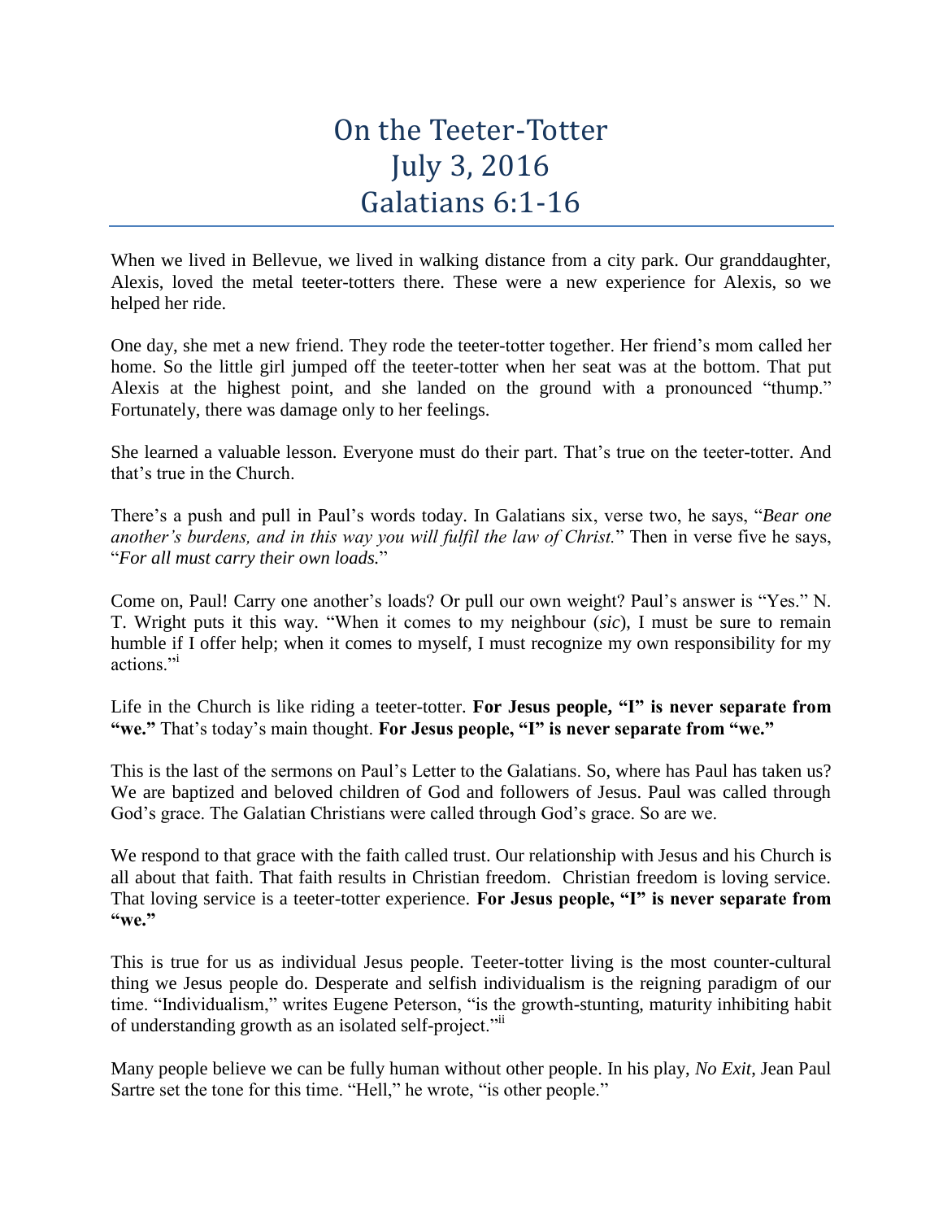# On the Teeter-Totter
# July 3, 2016
# Galatians 6:1-16

When we lived in Bellevue, we lived in walking distance from a city park. Our granddaughter, Alexis, loved the metal teeter-totters there. These were a new experience for Alexis, so we helped her ride.

One day, she met a new friend. They rode the teeter-totter together. Her friend's mom called her home. So the little girl jumped off the teeter-totter when her seat was at the bottom. That put Alexis at the highest point, and she landed on the ground with a pronounced "thump." Fortunately, there was damage only to her feelings.

She learned a valuable lesson. Everyone must do their part. That's true on the teeter-totter. And that's true in the Church.

There's a push and pull in Paul's words today. In Galatians six, verse two, he says, "*Bear one another's burdens, and in this way you will fulfil the law of Christ.*" Then in verse five he says, "*For all must carry their own loads.*"

Come on, Paul! Carry one another's loads? Or pull our own weight? Paul's answer is "Yes." N. T. Wright puts it this way. "When it comes to my neighbour (*sic*), I must be sure to remain humble if I offer help; when it comes to myself, I must recognize my own responsibility for my actions."[i]

Life in the Church is like riding a teeter-totter. **For Jesus people, "I" is never separate from "we."** That's today's main thought. **For Jesus people, "I" is never separate from "we."**

This is the last of the sermons on Paul's Letter to the Galatians. So, where has Paul has taken us? We are baptized and beloved children of God and followers of Jesus. Paul was called through God's grace. The Galatian Christians were called through God's grace. So are we.

We respond to that grace with the faith called trust. Our relationship with Jesus and his Church is all about that faith. That faith results in Christian freedom. Christian freedom is loving service. That loving service is a teeter-totter experience. **For Jesus people, "I" is never separate from "we."**

This is true for us as individual Jesus people. Teeter-totter living is the most counter-cultural thing we Jesus people do. Desperate and selfish individualism is the reigning paradigm of our time. "Individualism," writes Eugene Peterson, "is the growth-stunting, maturity inhibiting habit of understanding growth as an isolated self-project."[ii]

Many people believe we can be fully human without other people. In his play, *No Exit*, Jean Paul Sartre set the tone for this time. "Hell," he wrote, "is other people."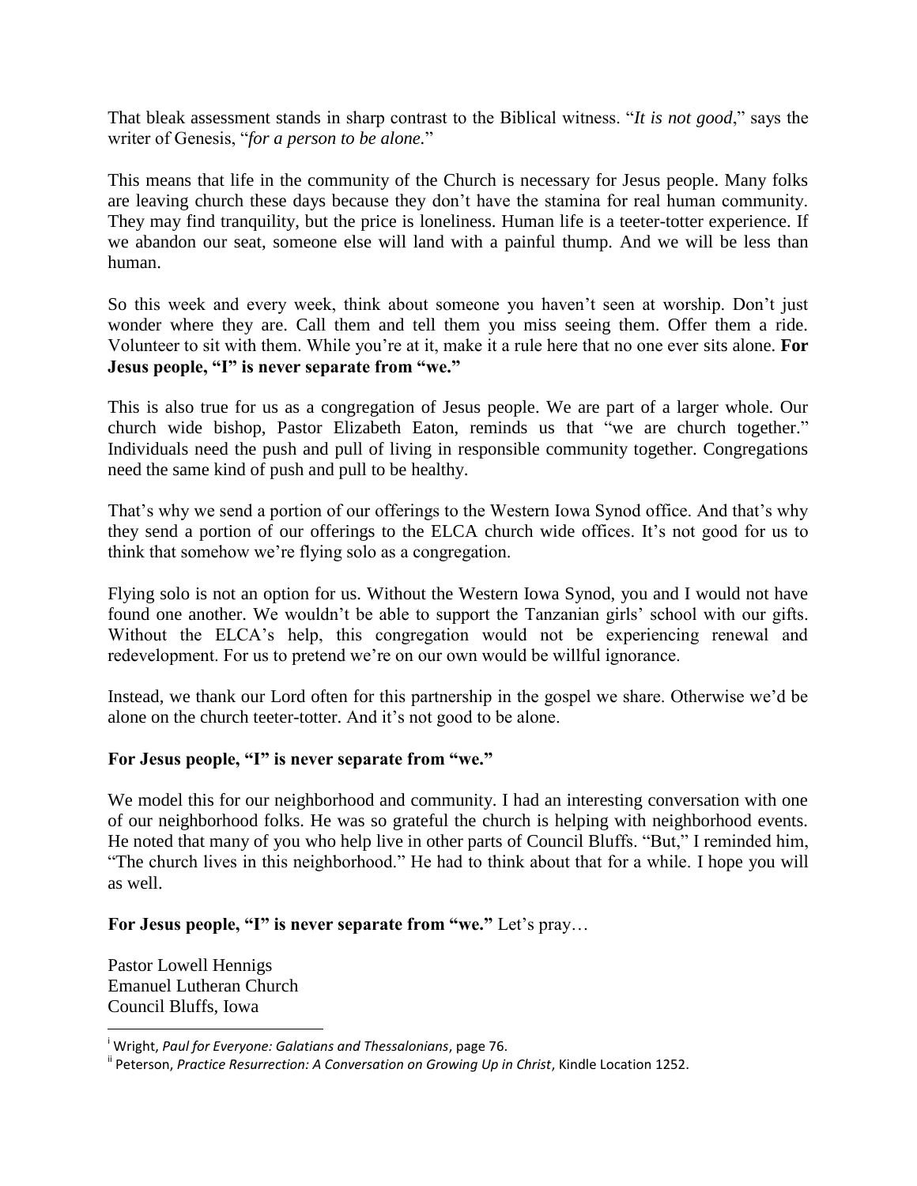That bleak assessment stands in sharp contrast to the Biblical witness. "*It is not good*," says the writer of Genesis, "*for a person to be alone.*"

This means that life in the community of the Church is necessary for Jesus people. Many folks are leaving church these days because they don't have the stamina for real human community. They may find tranquility, but the price is loneliness. Human life is a teeter-totter experience. If we abandon our seat, someone else will land with a painful thump. And we will be less than human.

So this week and every week, think about someone you haven't seen at worship. Don't just wonder where they are. Call them and tell them you miss seeing them. Offer them a ride. Volunteer to sit with them. While you're at it, make it a rule here that no one ever sits alone. **For Jesus people, "I" is never separate from "we."**

This is also true for us as a congregation of Jesus people. We are part of a larger whole. Our church wide bishop, Pastor Elizabeth Eaton, reminds us that "we are church together." Individuals need the push and pull of living in responsible community together. Congregations need the same kind of push and pull to be healthy.

That's why we send a portion of our offerings to the Western Iowa Synod office. And that's why they send a portion of our offerings to the ELCA church wide offices. It's not good for us to think that somehow we're flying solo as a congregation.

Flying solo is not an option for us. Without the Western Iowa Synod, you and I would not have found one another. We wouldn't be able to support the Tanzanian girls' school with our gifts. Without the ELCA's help, this congregation would not be experiencing renewal and redevelopment. For us to pretend we're on our own would be willful ignorance.

Instead, we thank our Lord often for this partnership in the gospel we share. Otherwise we'd be alone on the church teeter-totter. And it's not good to be alone.

**For Jesus people, "I" is never separate from "we."**

We model this for our neighborhood and community. I had an interesting conversation with one of our neighborhood folks. He was so grateful the church is helping with neighborhood events. He noted that many of you who help live in other parts of Council Bluffs. "But," I reminded him, "The church lives in this neighborhood." He had to think about that for a while. I hope you will as well.

**For Jesus people, "I" is never separate from "we."** Let's pray…

Pastor Lowell Hennigs
Emanuel Lutheran Church
Council Bluffs, Iowa

---

[i] Wright, *Paul for Everyone: Galatians and Thessalonians*, page 76.

[ii] Peterson, *Practice Resurrection: A Conversation on Growing Up in Christ*, Kindle Location 1252.